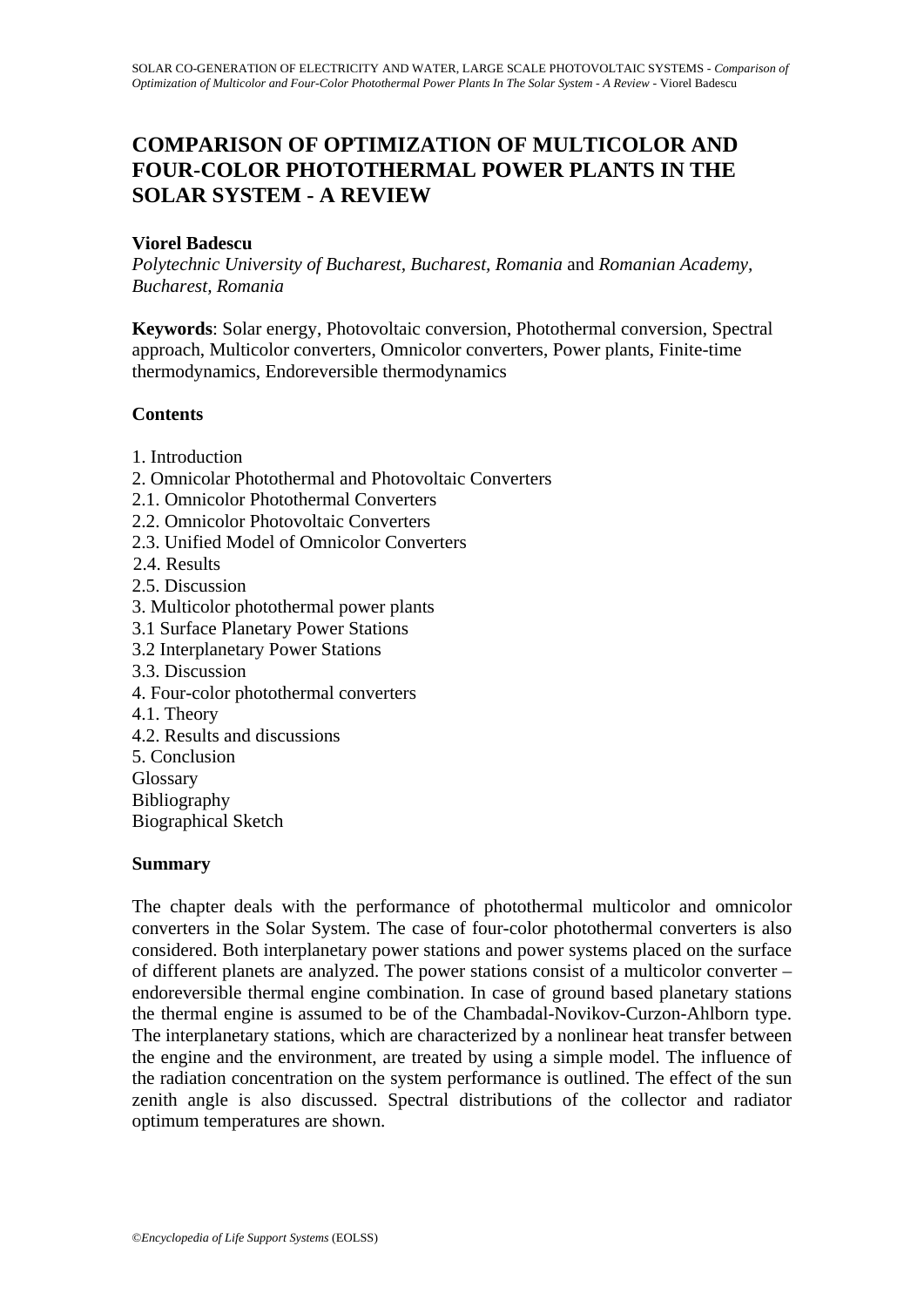# COMPARISON OF OPTIMIZATION OF MULTICOLOR AND FOUR-COLOR PHOTOTHERMAL POWER PLANTS IN THE SOLAR SYSTEM - A REVIEW

**Viorel Badescu**

*Polytechnic University of Bucharest, Bucharest, Romania* and *Romanian Academy, Bucharest, Romania*

**Keywords**: Solar energy, Photovoltaic conversion, Photothermal conversion, Spectral approach, Multicolor converters, Omnicolor converters, Power plants, Finite-time thermodynamics, Endoreversible thermodynamics

## Contents

1. Introduction
2. Omnicolar Photothermal and Photovoltaic Converters
2.1. Omnicolor Photothermal Converters
2.2. Omnicolor Photovoltaic Converters
2.3. Unified Model of Omnicolor Converters
2.4. Results
2.5. Discussion
3. Multicolor photothermal power plants
3.1 Surface Planetary Power Stations
3.2 Interplanetary Power Stations
3.3. Discussion
4. Four-color photothermal converters
4.1. Theory
4.2. Results and discussions
5. Conclusion

Glossary

Bibliography

Biographical Sketch

## Summary

The chapter deals with the performance of photothermal multicolor and omnicolor converters in the Solar System. The case of four-color photothermal converters is also considered. Both interplanetary power stations and power systems placed on the surface of different planets are analyzed. The power stations consist of a multicolor converter – endoreversible thermal engine combination. In case of ground based planetary stations the thermal engine is assumed to be of the Chambadal-Novikov-Curzon-Ahlborn type. The interplanetary stations, which are characterized by a nonlinear heat transfer between the engine and the environment, are treated by using a simple model. The influence of the radiation concentration on the system performance is outlined. The effect of the sun zenith angle is also discussed. Spectral distributions of the collector and radiator optimum temperatures are shown.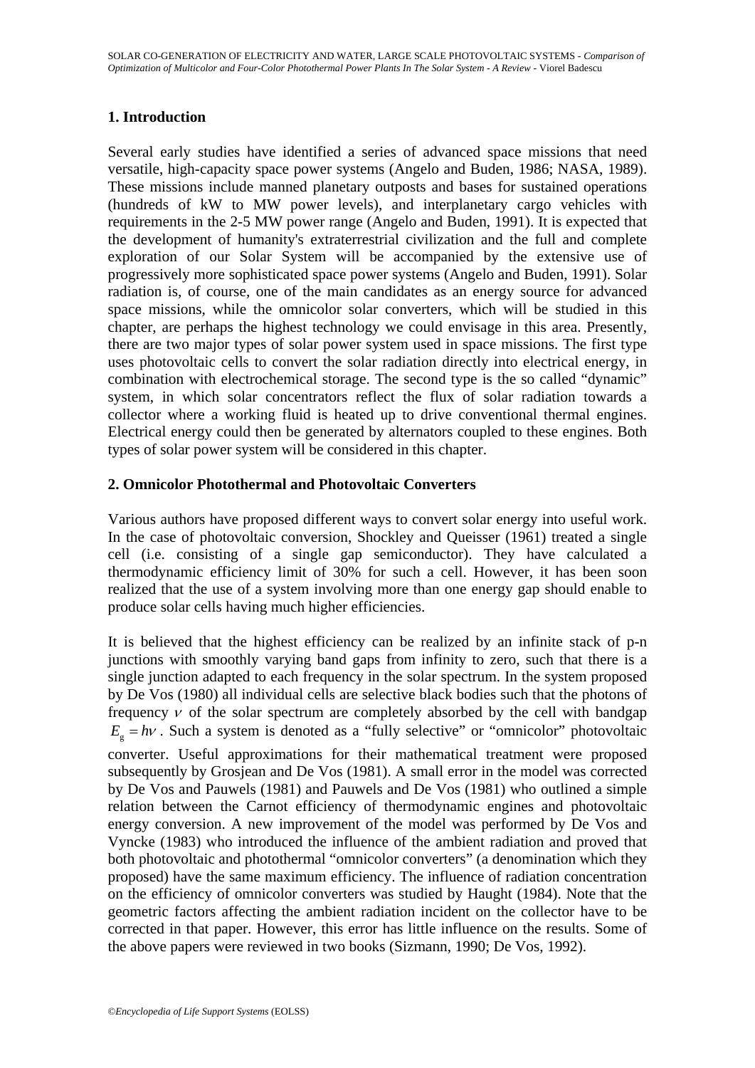## 1. Introduction

Several early studies have identified a series of advanced space missions that need versatile, high-capacity space power systems (Angelo and Buden, 1986; NASA, 1989). These missions include manned planetary outposts and bases for sustained operations (hundreds of kW to MW power levels), and interplanetary cargo vehicles with requirements in the 2-5 MW power range (Angelo and Buden, 1991). It is expected that the development of humanity's extraterrestrial civilization and the full and complete exploration of our Solar System will be accompanied by the extensive use of progressively more sophisticated space power systems (Angelo and Buden, 1991). Solar radiation is, of course, one of the main candidates as an energy source for advanced space missions, while the omnicolor solar converters, which will be studied in this chapter, are perhaps the highest technology we could envisage in this area. Presently, there are two major types of solar power system used in space missions. The first type uses photovoltaic cells to convert the solar radiation directly into electrical energy, in combination with electrochemical storage. The second type is the so called "dynamic" system, in which solar concentrators reflect the flux of solar radiation towards a collector where a working fluid is heated up to drive conventional thermal engines. Electrical energy could then be generated by alternators coupled to these engines. Both types of solar power system will be considered in this chapter.

## 2. Omnicolor Photothermal and Photovoltaic Converters

Various authors have proposed different ways to convert solar energy into useful work. In the case of photovoltaic conversion, Shockley and Queisser (1961) treated a single cell (i.e. consisting of a single gap semiconductor). They have calculated a thermodynamic efficiency limit of 30% for such a cell. However, it has been soon realized that the use of a system involving more than one energy gap should enable to produce solar cells having much higher efficiencies.

It is believed that the highest efficiency can be realized by an infinite stack of p-n junctions with smoothly varying band gaps from infinity to zero, such that there is a single junction adapted to each frequency in the solar spectrum. In the system proposed by De Vos (1980) all individual cells are selective black bodies such that the photons of frequency $\nu$ of the solar spectrum are completely absorbed by the cell with bandgap $E_g = h\nu$. Such a system is denoted as a "fully selective" or "omnicolor" photovoltaic converter. Useful approximations for their mathematical treatment were proposed subsequently by Grosjean and De Vos (1981). A small error in the model was corrected by De Vos and Pauwels (1981) and Pauwels and De Vos (1981) who outlined a simple relation between the Carnot efficiency of thermodynamic engines and photovoltaic energy conversion. A new improvement of the model was performed by De Vos and Vyncke (1983) who introduced the influence of the ambient radiation and proved that both photovoltaic and photothermal "omnicolor converters" (a denomination which they proposed) have the same maximum efficiency. The influence of radiation concentration on the efficiency of omnicolor converters was studied by Haught (1984). Note that the geometric factors affecting the ambient radiation incident on the collector have to be corrected in that paper. However, this error has little influence on the results. Some of the above papers were reviewed in two books (Sizmann, 1990; De Vos, 1992).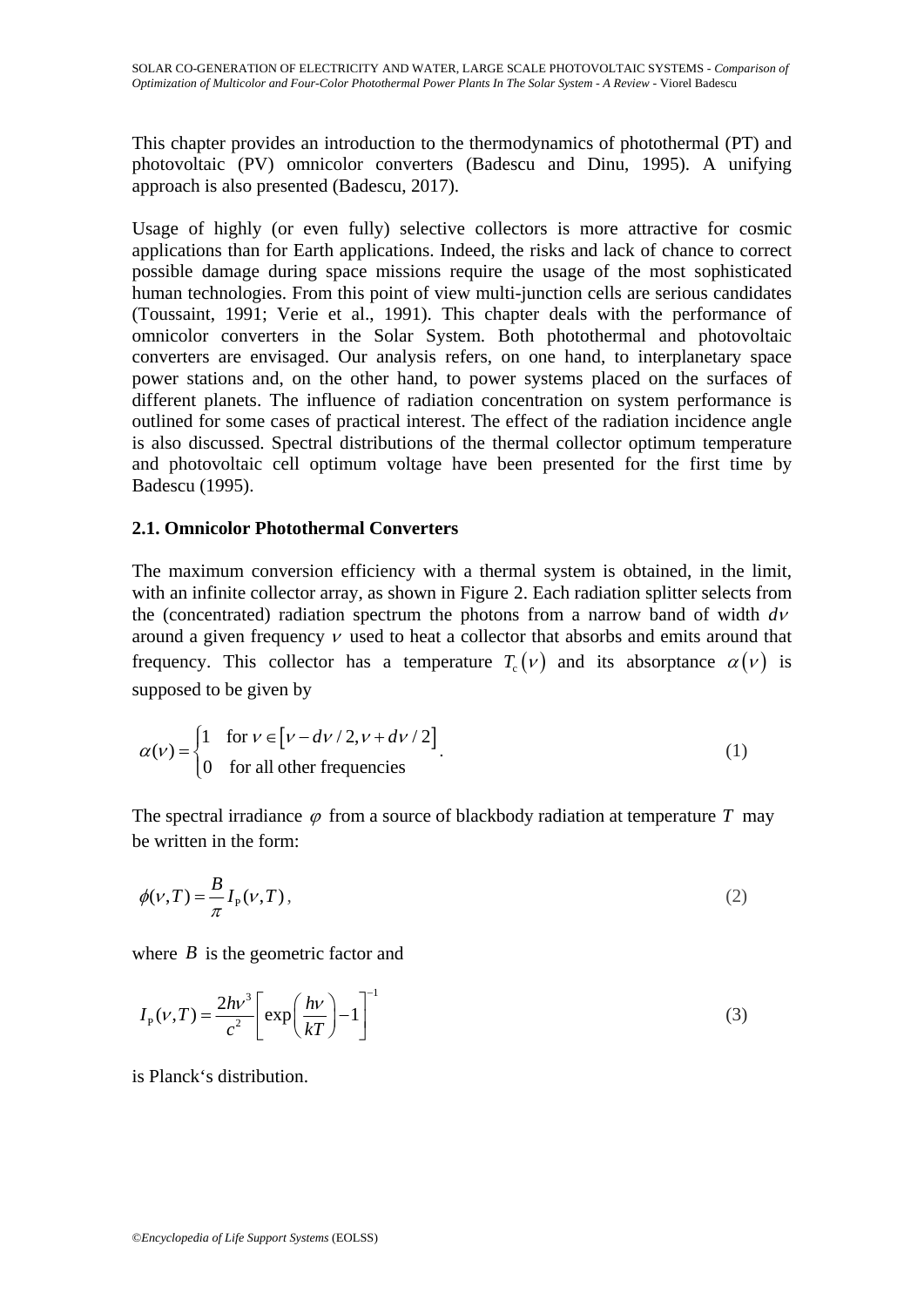This chapter provides an introduction to the thermodynamics of photothermal (PT) and photovoltaic (PV) omnicolor converters (Badescu and Dinu, 1995). A unifying approach is also presented (Badescu, 2017).

Usage of highly (or even fully) selective collectors is more attractive for cosmic applications than for Earth applications. Indeed, the risks and lack of chance to correct possible damage during space missions require the usage of the most sophisticated human technologies. From this point of view multi-junction cells are serious candidates (Toussaint, 1991; Verie et al., 1991). This chapter deals with the performance of omnicolor converters in the Solar System. Both photothermal and photovoltaic converters are envisaged. Our analysis refers, on one hand, to interplanetary space power stations and, on the other hand, to power systems placed on the surfaces of different planets. The influence of radiation concentration on system performance is outlined for some cases of practical interest. The effect of the radiation incidence angle is also discussed. Spectral distributions of the thermal collector optimum temperature and photovoltaic cell optimum voltage have been presented for the first time by Badescu (1995).

## 2.1. Omnicolor Photothermal Converters

The maximum conversion efficiency with a thermal system is obtained, in the limit, with an infinite collector array, as shown in Figure 2. Each radiation splitter selects from the (concentrated) radiation spectrum the photons from a narrow band of width $d\nu$ around a given frequency $\nu$ used to heat a collector that absorbs and emits around that frequency. This collector has a temperature $T_c(\nu)$ and its absorptance $\alpha(\nu)$ is supposed to be given by

$$\alpha(\nu) = \begin{cases} 1 & \text{for } \nu \in \left[\nu - d\nu/2, \nu + d\nu/2\right] \\ 0 & \text{for all other frequencies} \end{cases}. \tag{1}$$

The spectral irradiance $\varphi$ from a source of blackbody radiation at temperature $T$ may be written in the form:

$$\phi(\nu, T) = \frac{B}{\pi} I_P(\nu, T), \tag{2}$$

where $B$ is the geometric factor and

$$I_P(\nu, T) = \frac{2h\nu^3}{c^2}\left[\exp\left(\frac{h\nu}{kT}\right) - 1\right]^{-1} \tag{3}$$

is Planck's distribution.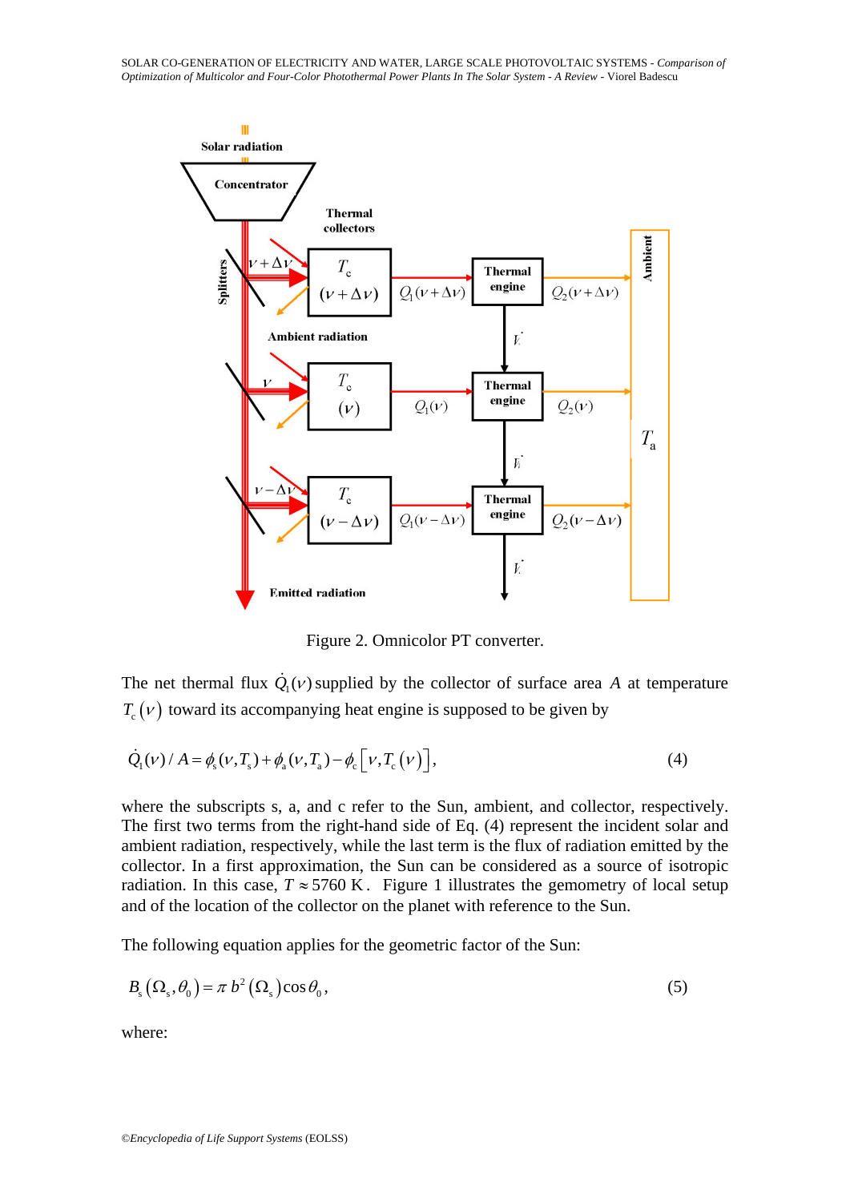Figure 2. Omnicolor PT converter.

The net thermal flux $\dot{Q}_1(\nu)$ supplied by the collector of surface area $A$ at temperature $T_c(\nu)$ toward its accompanying heat engine is supposed to be given by

$$\dot{Q}_1(\nu)/A = \phi_s(\nu, T_s) + \phi_a(\nu, T_a) - \phi_c\left[\nu, T_c(\nu)\right], \tag{4}$$

where the subscripts s, a, and c refer to the Sun, ambient, and collector, respectively. The first two terms from the right-hand side of Eq. (4) represent the incident solar and ambient radiation, respectively, while the last term is the flux of radiation emitted by the collector. In a first approximation, the Sun can be considered as a source of isotropic radiation. In this case, $T \approx 5760$ K. Figure 1 illustrates the gemometry of local setup and of the location of the collector on the planet with reference to the Sun.

The following equation applies for the geometric factor of the Sun:

$$B_s(\Omega_s, \theta_0) = \pi\, b^2(\Omega_s)\cos\theta_0, \tag{5}$$

where: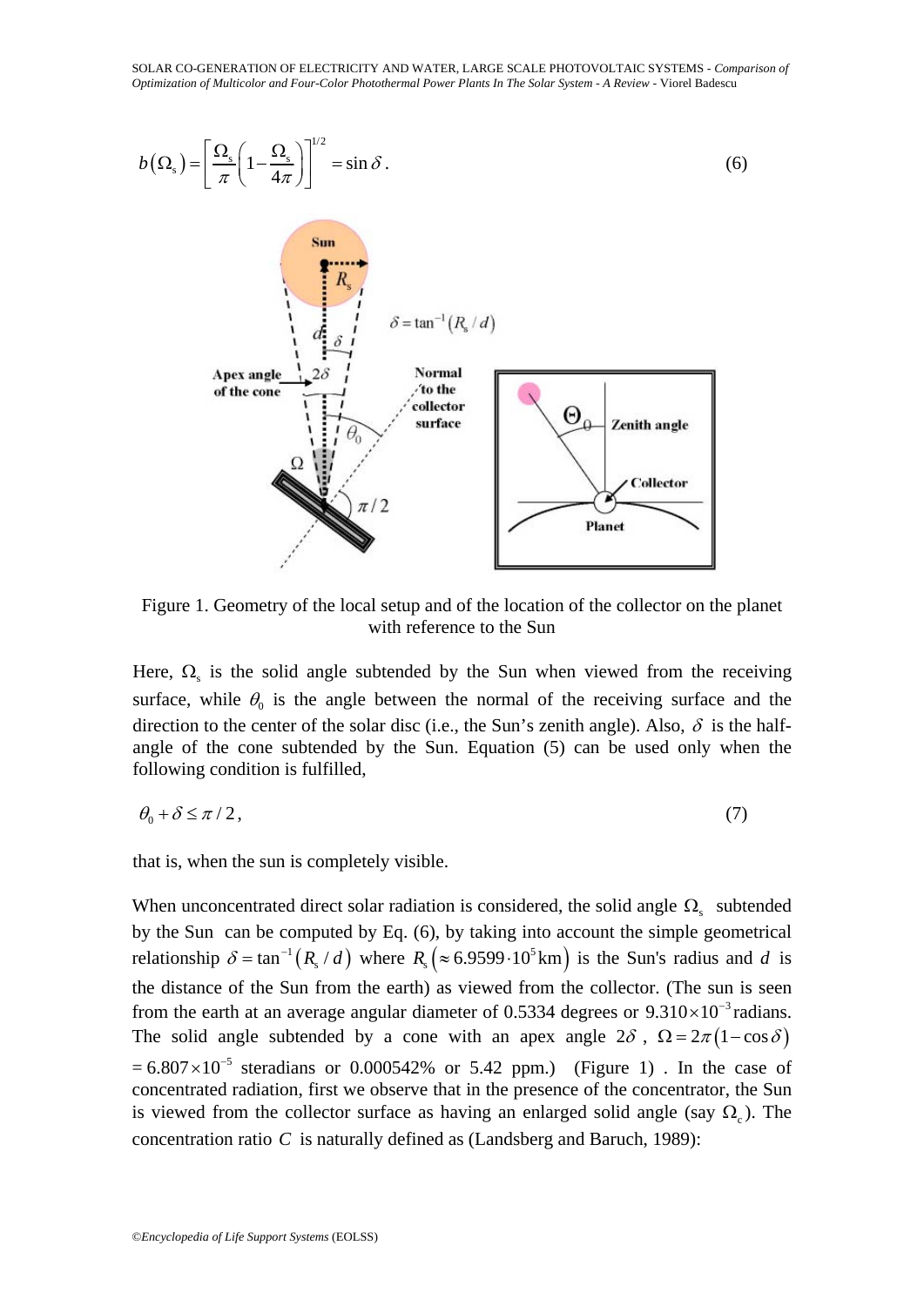$$b\left(\Omega_s\right)=\left[\frac{\Omega_s}{\pi}\left(1-\frac{\Omega_s}{4\pi}\right)\right]^{1/2}=\sin\delta\,. \tag{6}$$

Figure 1. Geometry of the local setup and of the location of the collector on the planet with reference to the Sun

Here, $\Omega_s$ is the solid angle subtended by the Sun when viewed from the receiving surface, while $\theta_0$ is the angle between the normal of the receiving surface and the direction to the center of the solar disc (i.e., the Sun's zenith angle). Also, $\delta$ is the half-angle of the cone subtended by the Sun. Equation (5) can be used only when the following condition is fulfilled,

$$\theta_0+\delta\le\pi/2\,, \tag{7}$$

that is, when the sun is completely visible.

When unconcentrated direct solar radiation is considered, the solid angle $\Omega_s$ subtended by the Sun can be computed by Eq. (6), by taking into account the simple geometrical relationship $\delta=\tan^{-1}\left(R_s/d\right)$ where $R_s\left(\approx 6.9599\cdot 10^5\,\text{km}\right)$ is the Sun's radius and $d$ is the distance of the Sun from the earth) as viewed from the collector. (The sun is seen from the earth at an average angular diameter of 0.5334 degrees or $9.310\times 10^{-3}$ radians. The solid angle subtended by a cone with an apex angle $2\delta$, $\Omega=2\pi\left(1-\cos\delta\right)$ $=6.807\times 10^{-5}$ steradians or 0.000542% or 5.42 ppm.) (Figure 1) . In the case of concentrated radiation, first we observe that in the presence of the concentrator, the Sun is viewed from the collector surface as having an enlarged solid angle (say $\Omega_c$). The concentration ratio $C$ is naturally defined as (Landsberg and Baruch, 1989):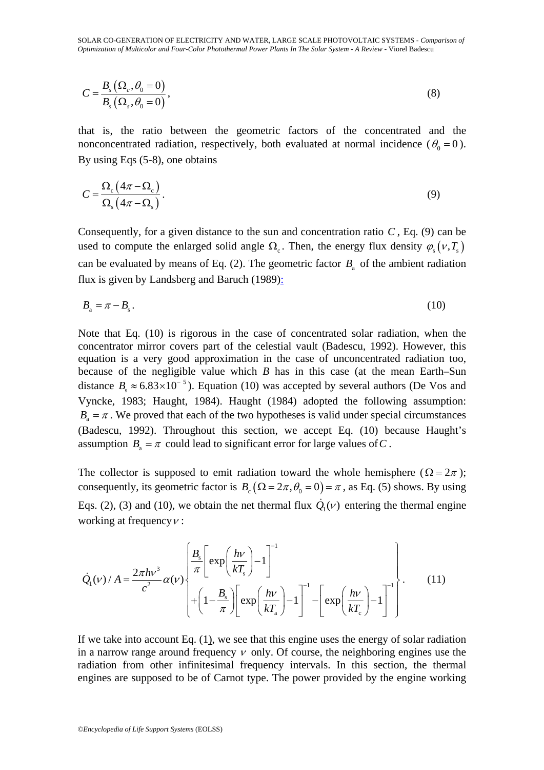$$C = \frac{B_s\left(\Omega_c, \theta_0 = 0\right)}{B_s\left(\Omega_s, \theta_0 = 0\right)}, \tag{8}$$

that is, the ratio between the geometric factors of the concentrated and the nonconcentrated radiation, respectively, both evaluated at normal incidence ($\theta_0 = 0$). By using Eqs (5-8), one obtains

$$C = \frac{\Omega_c\left(4\pi - \Omega_c\right)}{\Omega_s\left(4\pi - \Omega_s\right)}. \tag{9}$$

Consequently, for a given distance to the sun and concentration ratio $C$, Eq. (9) can be used to compute the enlarged solid angle $\Omega_c$. Then, the energy flux density $\varphi_s\left(\nu, T_s\right)$ can be evaluated by means of Eq. (2). The geometric factor $B_a$ of the ambient radiation flux is given by Landsberg and Baruch (1989):

$$B_a = \pi - B_s. \tag{10}$$

Note that Eq. (10) is rigorous in the case of concentrated solar radiation, when the concentrator mirror covers part of the celestial vault (Badescu, 1992). However, this equation is a very good approximation in the case of unconcentrated radiation too, because of the negligible value which $B$ has in this case (at the mean Earth–Sun distance $B_s \approx 6.83\times10^{-5}$). Equation (10) was accepted by several authors (De Vos and Vyncke, 1983; Haught, 1984). Haught (1984) adopted the following assumption: $B_a = \pi$. We proved that each of the two hypotheses is valid under special circumstances (Badescu, 1992). Throughout this section, we accept Eq. (10) because Haught's assumption $B_a = \pi$ could lead to significant error for large values of $C$.

The collector is supposed to emit radiation toward the whole hemisphere ($\Omega = 2\pi$); consequently, its geometric factor is $B_c\left(\Omega = 2\pi, \theta_0 = 0\right) = \pi$, as Eq. (5) shows. By using Eqs. (2), (3) and (10), we obtain the net thermal flux $\dot{Q}_1(\nu)$ entering the thermal engine working at frequency $\nu$:

$$\dot{Q}_1(\nu)/A = \frac{2\pi h\nu^3}{c^2}\alpha(\nu)\left\{\begin{aligned}&\frac{B_s}{\pi}\left[\exp\left(\frac{h\nu}{kT_s}\right)-1\right]^{-1}\\&+\left(1-\frac{B_s}{\pi}\right)\left[\exp\left(\frac{h\nu}{kT_a}\right)-1\right]^{-1}-\left[\exp\left(\frac{h\nu}{kT_c}\right)-1\right]^{-1}\end{aligned}\right\}. \tag{11}$$

If we take into account Eq. (1), we see that this engine uses the energy of solar radiation in a narrow range around frequency $\nu$ only. Of course, the neighboring engines use the radiation from other infinitesimal frequency intervals. In this section, the thermal engines are supposed to be of Carnot type. The power provided by the engine working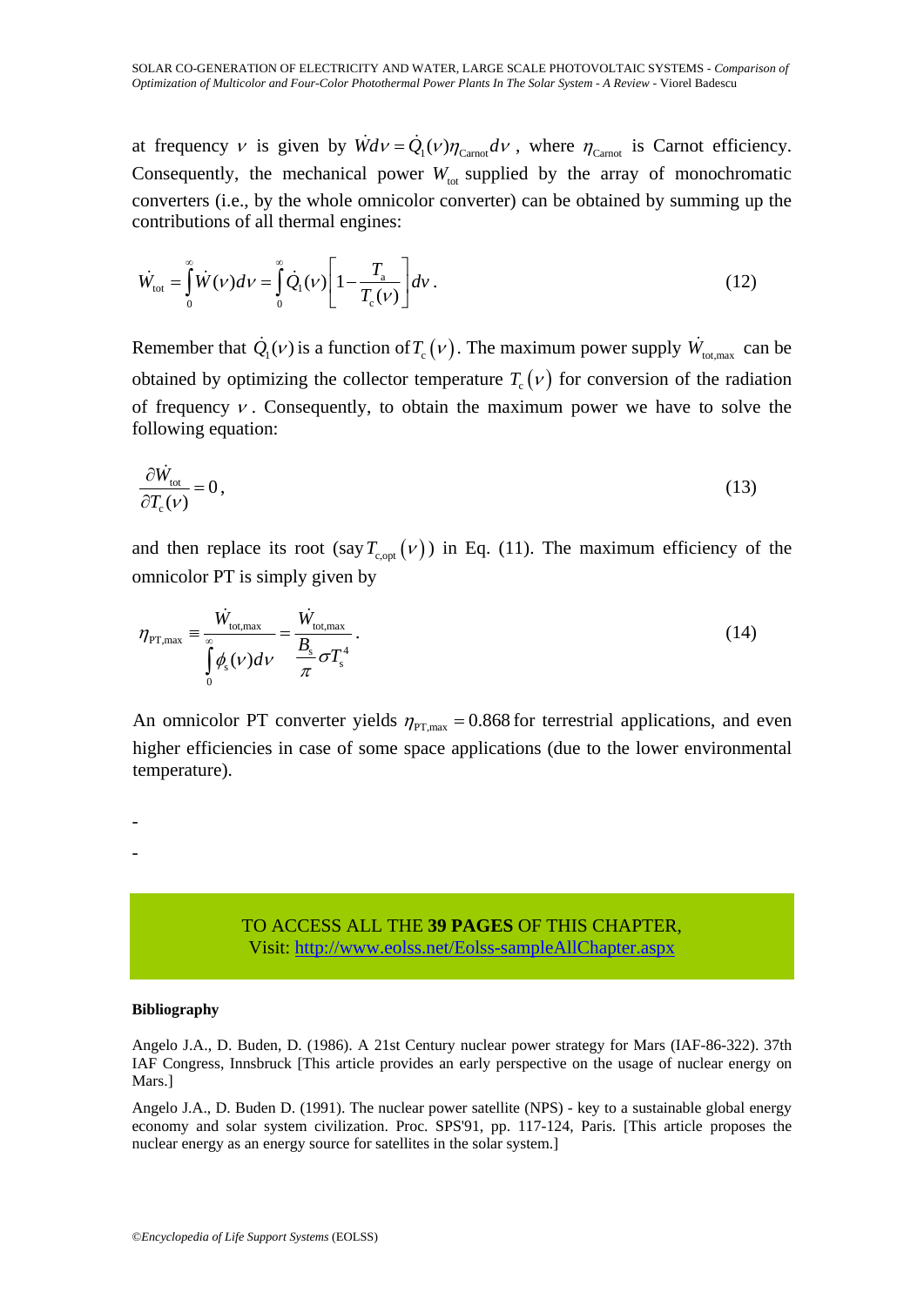at frequency $\nu$ is given by $\dot{W}d\nu = \dot{Q}_1(\nu)\eta_{\text{Carnot}}d\nu$, where $\eta_{\text{Carnot}}$ is Carnot efficiency. Consequently, the mechanical power $W_{\text{tot}}$ supplied by the array of monochromatic converters (i.e., by the whole omnicolor converter) can be obtained by summing up the contributions of all thermal engines:

$$\dot{W}_{\text{tot}} = \int_0^\infty \dot{W}(\nu)d\nu = \int_0^\infty \dot{Q}_1(\nu)\left[1 - \frac{T_{\text{a}}}{T_{\text{c}}(\nu)}\right]d\nu \,. \tag{12}$$

Remember that $\dot{Q}_1(\nu)$ is a function of $T_{\text{c}}(\nu)$. The maximum power supply $\dot{W}_{\text{tot,max}}$ can be obtained by optimizing the collector temperature $T_{\text{c}}(\nu)$ for conversion of the radiation of frequency $\nu$. Consequently, to obtain the maximum power we have to solve the following equation:

$$\frac{\partial \dot{W}_{\text{tot}}}{\partial T_{\text{c}}(\nu)} = 0\,, \tag{13}$$

and then replace its root (say $T_{\text{c,opt}}(\nu)$) in Eq. (11). The maximum efficiency of the omnicolor PT is simply given by

$$\eta_{\text{PT,max}} \equiv \frac{\dot{W}_{\text{tot,max}}}{\int_0^\infty \phi_{\text{s}}(\nu)d\nu} = \frac{\dot{W}_{\text{tot,max}}}{\dfrac{B_{\text{s}}}{\pi}\sigma T_{\text{s}}^4}\,. \tag{14}$$

An omnicolor PT converter yields $\eta_{\text{PT,max}} = 0.868$ for terrestrial applications, and even higher efficiencies in case of some space applications (due to the lower environmental temperature).

-

-

TO ACCESS ALL THE **39 PAGES** OF THIS CHAPTER,
Visit: http://www.eolss.net/Eolss-sampleAllChapter.aspx

**Bibliography**

Angelo J.A., D. Buden, D. (1986). A 21st Century nuclear power strategy for Mars (IAF-86-322). 37th IAF Congress, Innsbruck [This article provides an early perspective on the usage of nuclear energy on Mars.]

Angelo J.A., D. Buden D. (1991). The nuclear power satellite (NPS) - key to a sustainable global energy economy and solar system civilization. Proc. SPS'91, pp. 117-124, Paris. [This article proposes the nuclear energy as an energy source for satellites in the solar system.]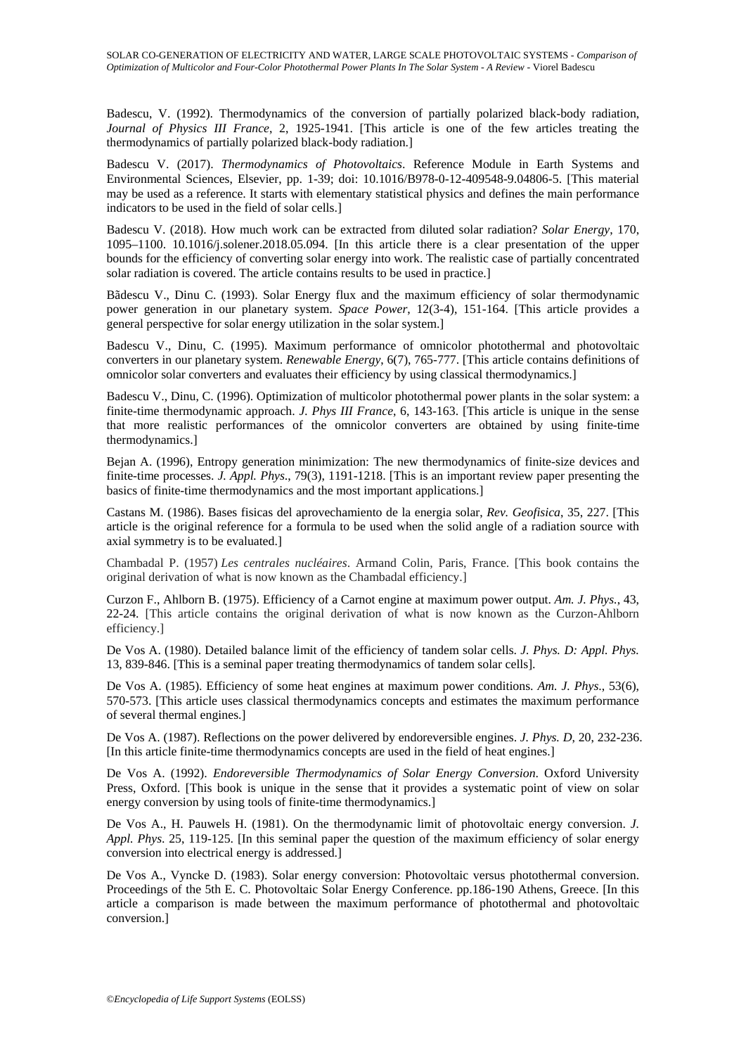Badescu, V. (1992). Thermodynamics of the conversion of partially polarized black-body radiation, *Journal of Physics III France*, 2, 1925-1941. [This article is one of the few articles treating the thermodynamics of partially polarized black-body radiation.]

Badescu V. (2017). *Thermodynamics of Photovoltaics*. Reference Module in Earth Systems and Environmental Sciences, Elsevier, pp. 1-39; doi: 10.1016/B978-0-12-409548-9.04806-5. [This material may be used as a reference. It starts with elementary statistical physics and defines the main performance indicators to be used in the field of solar cells.]

Badescu V. (2018). How much work can be extracted from diluted solar radiation? *Solar Energy*, 170, 1095–1100. 10.1016/j.solener.2018.05.094. [In this article there is a clear presentation of the upper bounds for the efficiency of converting solar energy into work. The realistic case of partially concentrated solar radiation is covered. The article contains results to be used in practice.]

Bădescu V., Dinu C. (1993). Solar Energy flux and the maximum efficiency of solar thermodynamic power generation in our planetary system. *Space Power*, 12(3-4), 151-164. [This article provides a general perspective for solar energy utilization in the solar system.]

Badescu V., Dinu, C. (1995). Maximum performance of omnicolor photothermal and photovoltaic converters in our planetary system. *Renewable Energy*, 6(7), 765-777. [This article contains definitions of omnicolor solar converters and evaluates their efficiency by using classical thermodynamics.]

Badescu V., Dinu, C. (1996). Optimization of multicolor photothermal power plants in the solar system: a finite-time thermodynamic approach. *J. Phys III France*, 6, 143-163. [This article is unique in the sense that more realistic performances of the omnicolor converters are obtained by using finite-time thermodynamics.]

Bejan A. (1996), Entropy generation minimization: The new thermodynamics of finite-size devices and finite-time processes. *J. Appl. Phys*., 79(3), 1191-1218. [This is an important review paper presenting the basics of finite-time thermodynamics and the most important applications.]

Castans M. (1986). Bases fisicas del aprovechamiento de la energia solar, *Rev. Geofisica*, 35, 227. [This article is the original reference for a formula to be used when the solid angle of a radiation source with axial symmetry is to be evaluated.]

Chambadal P. (1957) *Les centrales nucléaires*. Armand Colin, Paris, France. [This book contains the original derivation of what is now known as the Chambadal efficiency.]

Curzon F., Ahlborn B. (1975). Efficiency of a Carnot engine at maximum power output. *Am. J. Phys.*, 43, 22-24. [This article contains the original derivation of what is now known as the Curzon-Ahlborn efficiency.]

De Vos A. (1980). Detailed balance limit of the efficiency of tandem solar cells. *J. Phys. D: Appl. Phys.* 13, 839-846. [This is a seminal paper treating thermodynamics of tandem solar cells].

De Vos A. (1985). Efficiency of some heat engines at maximum power conditions. *Am. J. Phys*., 53(6), 570-573. [This article uses classical thermodynamics concepts and estimates the maximum performance of several thermal engines.]

De Vos A. (1987). Reflections on the power delivered by endoreversible engines. *J. Phys. D*, 20, 232-236. [In this article finite-time thermodynamics concepts are used in the field of heat engines.]

De Vos A. (1992). *Endoreversible Thermodynamics of Solar Energy Conversion*. Oxford University Press, Oxford. [This book is unique in the sense that it provides a systematic point of view on solar energy conversion by using tools of finite-time thermodynamics.]

De Vos A., H. Pauwels H. (1981). On the thermodynamic limit of photovoltaic energy conversion. *J. Appl. Phys*. 25, 119-125. [In this seminal paper the question of the maximum efficiency of solar energy conversion into electrical energy is addressed.]

De Vos A., Vyncke D. (1983). Solar energy conversion: Photovoltaic versus photothermal conversion. Proceedings of the 5th E. C. Photovoltaic Solar Energy Conference. pp.186-190 Athens, Greece. [In this article a comparison is made between the maximum performance of photothermal and photovoltaic conversion.]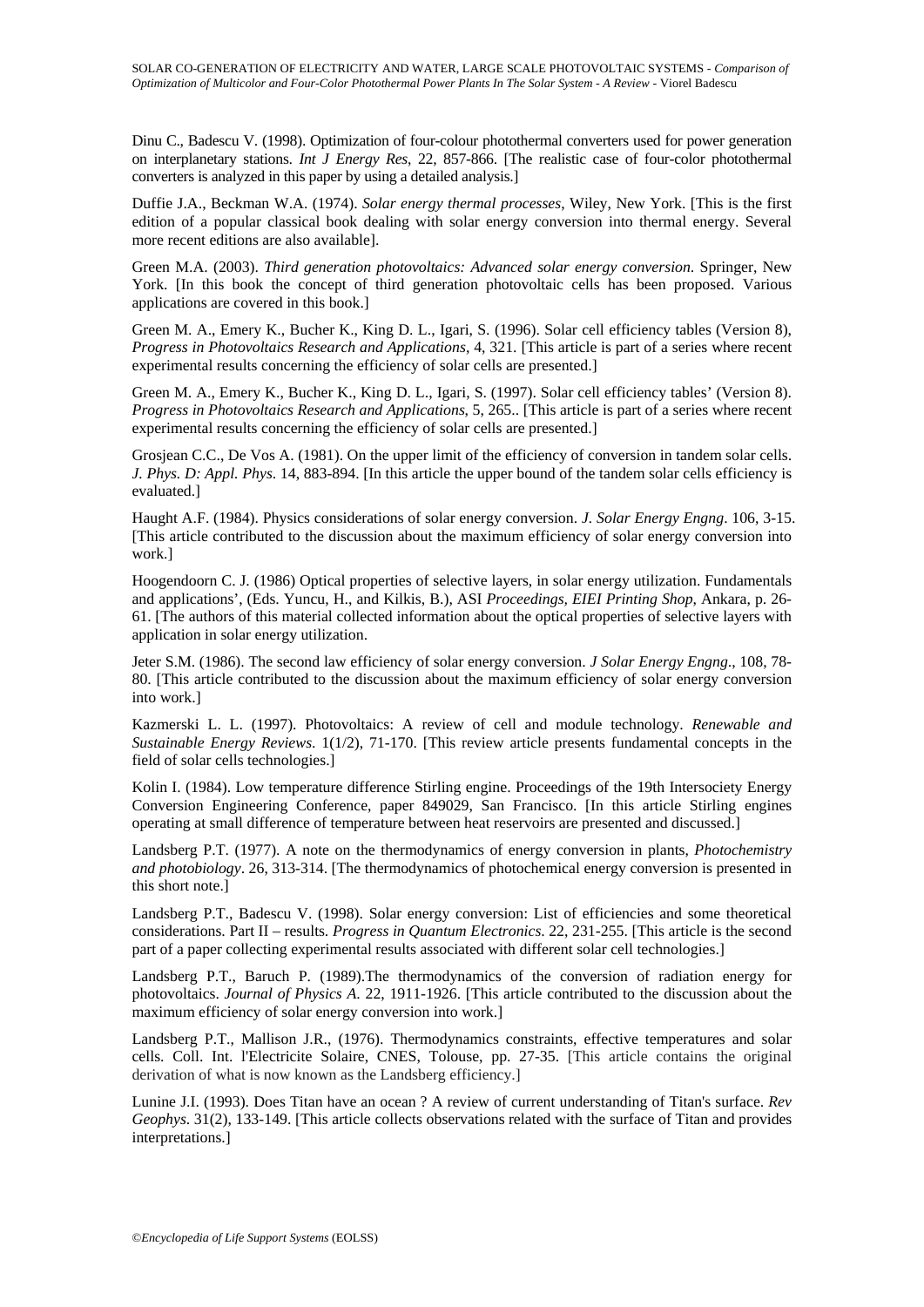Dinu C., Badescu V. (1998). Optimization of four-colour photothermal converters used for power generation on interplanetary stations. *Int J Energy Res*, 22, 857-866. [The realistic case of four-color photothermal converters is analyzed in this paper by using a detailed analysis.]

Duffie J.A., Beckman W.A. (1974). *Solar energy thermal processes*, Wiley, New York. [This is the first edition of a popular classical book dealing with solar energy conversion into thermal energy. Several more recent editions are also available].

Green M.A. (2003). *Third generation photovoltaics: Advanced solar energy conversion*. Springer, New York. [In this book the concept of third generation photovoltaic cells has been proposed. Various applications are covered in this book.]

Green M. A., Emery K., Bucher K., King D. L., Igari, S. (1996). Solar cell efficiency tables (Version 8), *Progress in Photovoltaics Research and Applications*, 4, 321. [This article is part of a series where recent experimental results concerning the efficiency of solar cells are presented.]

Green M. A., Emery K., Bucher K., King D. L., Igari, S. (1997). Solar cell efficiency tables' (Version 8). *Progress in Photovoltaics Research and Applications*, 5, 265.. [This article is part of a series where recent experimental results concerning the efficiency of solar cells are presented.]

Grosjean C.C., De Vos A. (1981). On the upper limit of the efficiency of conversion in tandem solar cells. *J. Phys. D: Appl. Phys*. 14, 883-894. [In this article the upper bound of the tandem solar cells efficiency is evaluated.]

Haught A.F. (1984). Physics considerations of solar energy conversion. *J. Solar Energy Engng*. 106, 3-15. [This article contributed to the discussion about the maximum efficiency of solar energy conversion into work.]

Hoogendoorn C. J. (1986) Optical properties of selective layers, in solar energy utilization. Fundamentals and applications', (Eds. Yuncu, H., and Kilkis, B.), ASI *Proceedings, EIEI Printing Shop*, Ankara, p. 26-61. [The authors of this material collected information about the optical properties of selective layers with application in solar energy utilization.

Jeter S.M. (1986). The second law efficiency of solar energy conversion. *J Solar Energy Engng*., 108, 78-80. [This article contributed to the discussion about the maximum efficiency of solar energy conversion into work.]

Kazmerski L. L. (1997). Photovoltaics: A review of cell and module technology. *Renewable and Sustainable Energy Reviews*. 1(1/2), 71-170. [This review article presents fundamental concepts in the field of solar cells technologies.]

Kolin I. (1984). Low temperature difference Stirling engine. Proceedings of the 19th Intersociety Energy Conversion Engineering Conference, paper 849029, San Francisco. [In this article Stirling engines operating at small difference of temperature between heat reservoirs are presented and discussed.]

Landsberg P.T. (1977). A note on the thermodynamics of energy conversion in plants, *Photochemistry and photobiology*. 26, 313-314. [The thermodynamics of photochemical energy conversion is presented in this short note.]

Landsberg P.T., Badescu V. (1998). Solar energy conversion: List of efficiencies and some theoretical considerations. Part II – results. *Progress in Quantum Electronics*. 22, 231-255. [This article is the second part of a paper collecting experimental results associated with different solar cell technologies.]

Landsberg P.T., Baruch P. (1989).The thermodynamics of the conversion of radiation energy for photovoltaics. *Journal of Physics A*. 22, 1911-1926. [This article contributed to the discussion about the maximum efficiency of solar energy conversion into work.]

Landsberg P.T., Mallison J.R., (1976). Thermodynamics constraints, effective temperatures and solar cells. Coll. Int. l'Electricite Solaire, CNES, Tolouse, pp. 27-35. [This article contains the original derivation of what is now known as the Landsberg efficiency.]

Lunine J.I. (1993). Does Titan have an ocean ? A review of current understanding of Titan's surface. *Rev Geophys*. 31(2), 133-149. [This article collects observations related with the surface of Titan and provides interpretations.]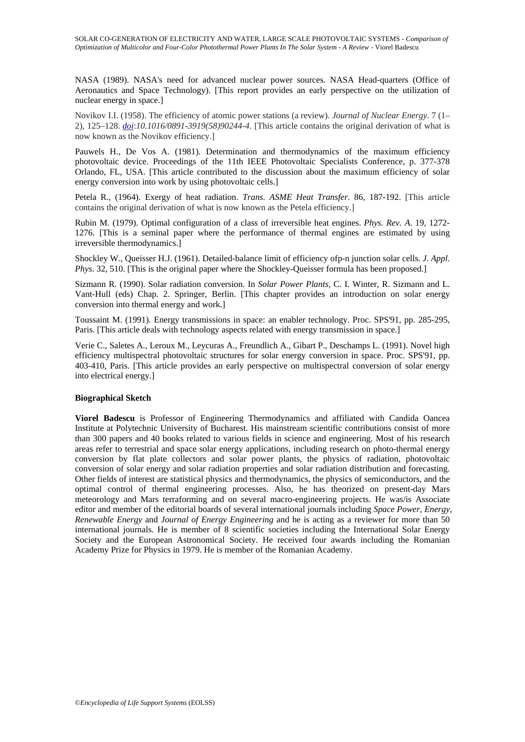NASA (1989). NASA's need for advanced nuclear power sources. NASA Head-quarters (Office of Aeronautics and Space Technology). [This report provides an early perspective on the utilization of nuclear energy in space.]

Novikov I.I. (1958). The efficiency of atomic power stations (a review). *Journal of Nuclear Energy*. 7 (1–2), 125–128. *doi*:*10.1016/0891-3919(58)90244-4*. [This article contains the original derivation of what is now known as the Novikov efficiency.]

Pauwels H., De Vos A. (1981). Determination and thermodynamics of the maximum efficiency photovoltaic device. Proceedings of the 11th IEEE Photovoltaic Specialists Conference, p. 377-378 Orlando, FL, USA. [This article contributed to the discussion about the maximum efficiency of solar energy conversion into work by using photovoltaic cells.]

Petela R., (1964). Exergy of heat radiation. *Trans. ASME Heat Transfer*. 86, 187-192. [This article contains the original derivation of what is now known as the Petela efficiency.]

Rubin M. (1979). Optimal configuration of a class of irreversible heat engines. *Phys. Rev. A*. 19, 1272-1276. [This is a seminal paper where the performance of thermal engines are estimated by using irreversible thermodynamics.]

Shockley W., Queisser H.J. (1961). Detailed-balance limit of efficiency ofp-n junction solar cells. *J. Appl. Phys*. 32, 510. [This is the original paper where the Shockley-Queisser formula has been proposed.]

Sizmann R. (1990). Solar radiation conversion. In *Solar Power Plants*, C. I. Winter, R. Sizmann and L. Vant-Hull (eds) Chap. 2. Springer, Berlin. [This chapter provides an introduction on solar energy conversion into thermal energy and work.]

Toussaint M. (1991). Energy transmissions in space: an enabler technology. Proc. SPS'91, pp. 285-295, Paris. [This article deals with technology aspects related with energy transmission in space.]

Verie C., Saletes A., Leroux M., Leycuras A., Freundlich A., Gibart P., Deschamps L. (1991). Novel high efficiency multispectral photovoltaic structures for solar energy conversion in space. Proc. SPS'91, pp. 403-410, Paris. [This article provides an early perspective on multispectral conversion of solar energy into electrical energy.]

### Biographical Sketch

**Viorel Badescu** is Professor of Engineering Thermodynamics and affiliated with Candida Oancea Institute at Polytechnic University of Bucharest. His mainstream scientific contributions consist of more than 300 papers and 40 books related to various fields in science and engineering. Most of his research areas refer to terrestrial and space solar energy applications, including research on photo-thermal energy conversion by flat plate collectors and solar power plants, the physics of radiation, photovoltaic conversion of solar energy and solar radiation properties and solar radiation distribution and forecasting. Other fields of interest are statistical physics and thermodynamics, the physics of semiconductors, and the optimal control of thermal engineering processes. Also, he has theorized on present-day Mars meteorology and Mars terraforming and on several macro-engineering projects. He was/is Associate editor and member of the editorial boards of several international journals including *Space Power*, *Energy*, *Renewable Energy* and *Journal of Energy Engineering* and he is acting as a reviewer for more than 50 international journals. He is member of 8 scientific societies including the International Solar Energy Society and the European Astronomical Society. He received four awards including the Romanian Academy Prize for Physics in 1979. He is member of the Romanian Academy.